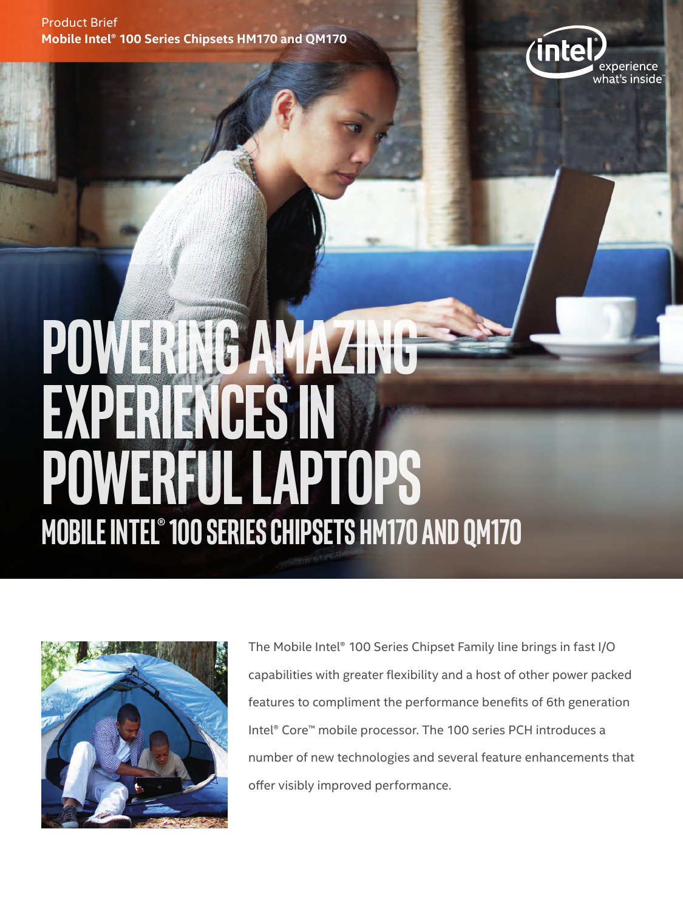Product Brief
**Mobile Intel® 100 Series Chipsets HM170 and QM170**

# POWERING AMAZING EXPERIENCES IN POWERFUL LAPTOPS

## MOBILE INTEL® 100 SERIES CHIPSETS HM170 AND QM170

The Mobile Intel® 100 Series Chipset Family line brings in fast I/O capabilities with greater flexibility and a host of other power packed features to compliment the performance benefits of 6th generation Intel® Core™ mobile processor. The 100 series PCH introduces a number of new technologies and several feature enhancements that offer visibly improved performance.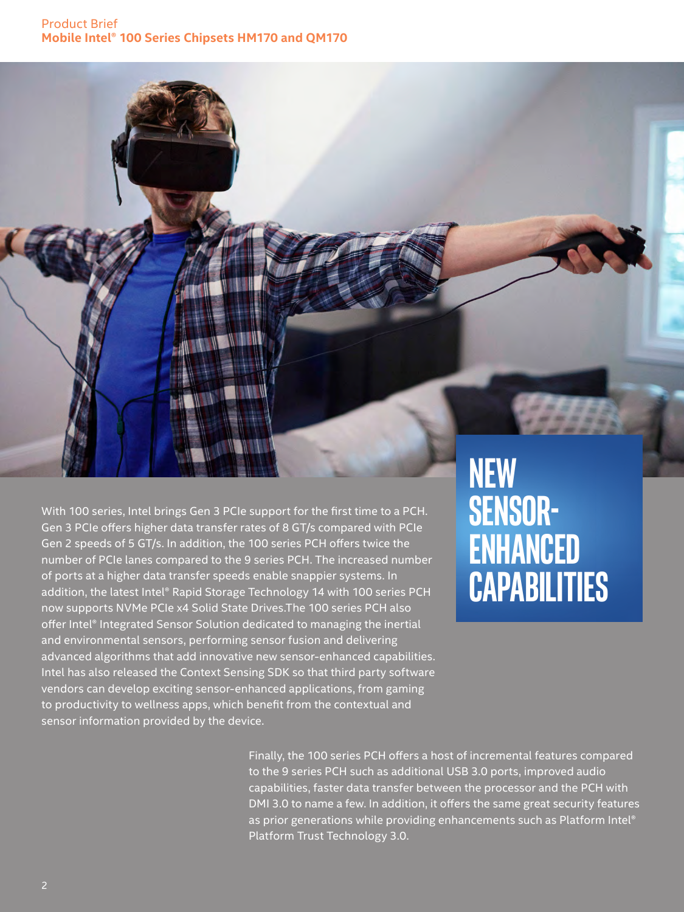## NEW SENSOR-ENHANCED CAPABILITIES

With 100 series, Intel brings Gen 3 PCIe support for the first time to a PCH. Gen 3 PCIe offers higher data transfer rates of 8 GT/s compared with PCIe Gen 2 speeds of 5 GT/s. In addition, the 100 series PCH offers twice the number of PCIe lanes compared to the 9 series PCH. The increased number of ports at a higher data transfer speeds enable snappier systems. In addition, the latest Intel® Rapid Storage Technology 14 with 100 series PCH now supports NVMe PCIe x4 Solid State Drives.The 100 series PCH also offer Intel® Integrated Sensor Solution dedicated to managing the inertial and environmental sensors, performing sensor fusion and delivering advanced algorithms that add innovative new sensor-enhanced capabilities. Intel has also released the Context Sensing SDK so that third party software vendors can develop exciting sensor-enhanced applications, from gaming to productivity to wellness apps, which benefit from the contextual and sensor information provided by the device.

Finally, the 100 series PCH offers a host of incremental features compared to the 9 series PCH such as additional USB 3.0 ports, improved audio capabilities, faster data transfer between the processor and the PCH with DMI 3.0 to name a few. In addition, it offers the same great security features as prior generations while providing enhancements such as Platform Intel® Platform Trust Technology 3.0.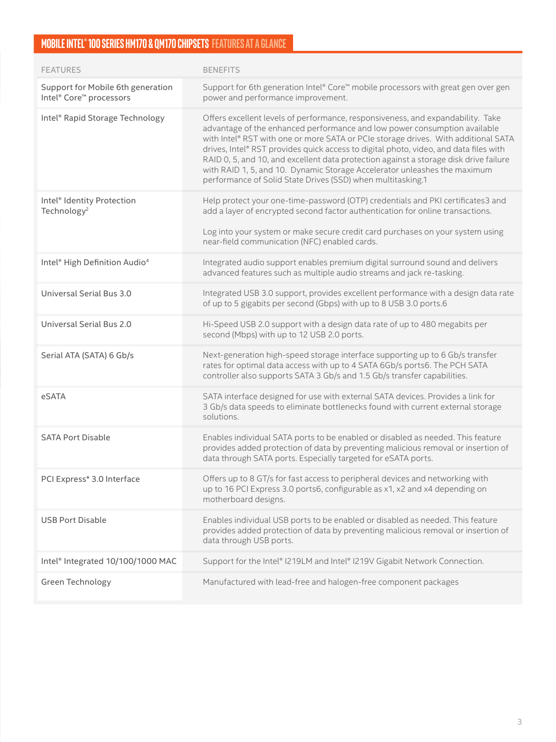## MOBILE INTEL® 100 SERIES HM170 & QM170 CHIPSETS FEATURES AT A GLANCE

| FEATURES | BENEFITS |
|---|---|
| Support for Mobile 6th generation Intel® Core™ processors | Support for 6th generation Intel® Core™ mobile processors with great gen over gen power and performance improvement. |
| Intel® Rapid Storage Technology | Offers excellent levels of performance, responsiveness, and expandability. Take advantage of the enhanced performance and low power consumption available with Intel® RST with one or more SATA or PCIe storage drives. With additional SATA drives, Intel® RST provides quick access to digital photo, video, and data files with RAID 0, 5, and 10, and excellent data protection against a storage disk drive failure with RAID 1, 5, and 10. Dynamic Storage Accelerator unleashes the maximum performance of Solid State Drives (SSD) when multitasking.1 |
| Intel® Identity Protection Technology[2] | Help protect your one-time-password (OTP) credentials and PKI certificates3 and add a layer of encrypted second factor authentication for online transactions.<br><br>Log into your system or make secure credit card purchases on your system using near-field communication (NFC) enabled cards. |
| Intel® High Definition Audio[4] | Integrated audio support enables premium digital surround sound and delivers advanced features such as multiple audio streams and jack re-tasking. |
| Universal Serial Bus 3.0 | Integrated USB 3.0 support, provides excellent performance with a design data rate of up to 5 gigabits per second (Gbps) with up to 8 USB 3.0 ports.6 |
| Universal Serial Bus 2.0 | Hi-Speed USB 2.0 support with a design data rate of up to 480 megabits per second (Mbps) with up to 12 USB 2.0 ports. |
| Serial ATA (SATA) 6 Gb/s | Next-generation high-speed storage interface supporting up to 6 Gb/s transfer rates for optimal data access with up to 4 SATA 6Gb/s ports6. The PCH SATA controller also supports SATA 3 Gb/s and 1.5 Gb/s transfer capabilities. |
| eSATA | SATA interface designed for use with external SATA devices. Provides a link for 3 Gb/s data speeds to eliminate bottlenecks found with current external storage solutions. |
| SATA Port Disable | Enables individual SATA ports to be enabled or disabled as needed. This feature provides added protection of data by preventing malicious removal or insertion of data through SATA ports. Especially targeted for eSATA ports. |
| PCI Express* 3.0 Interface | Offers up to 8 GT/s for fast access to peripheral devices and networking with up to 16 PCI Express 3.0 ports6, configurable as x1, x2 and x4 depending on motherboard designs. |
| USB Port Disable | Enables individual USB ports to be enabled or disabled as needed. This feature provides added protection of data by preventing malicious removal or insertion of data through USB ports. |
| Intel® Integrated 10/100/1000 MAC | Support for the Intel® I219LM and Intel® I219V Gigabit Network Connection. |
| Green Technology | Manufactured with lead-free and halogen-free component packages |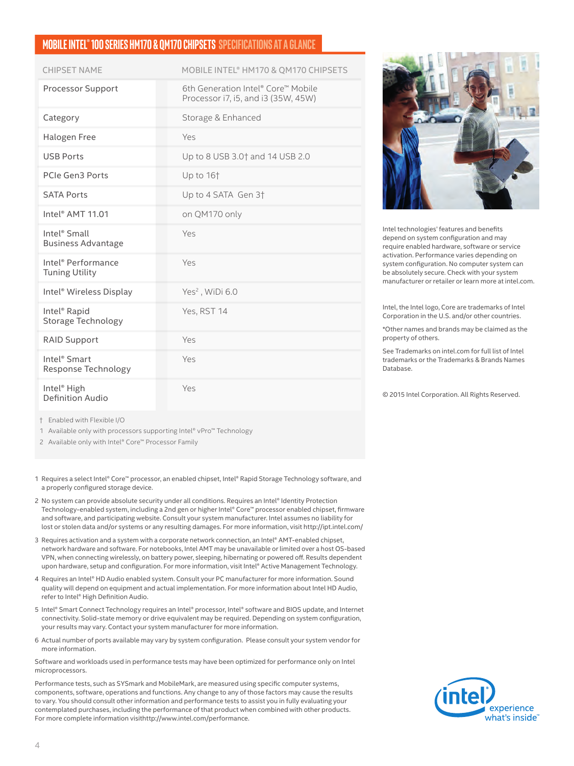## MOBILE INTEL® 100 SERIES HM170 & QM170 CHIPSETS SPECIFICATIONS AT A GLANCE

| CHIPSET NAME | MOBILE INTEL® HM170 & QM170 CHIPSETS |
|---|---|
| Processor Support | 6th Generation Intel® Core™ Mobile Processor i7, i5, and i3 (35W, 45W) |
| Category | Storage & Enhanced |
| Halogen Free | Yes |
| USB Ports | Up to 8 USB 3.0† and 14 USB 2.0 |
| PCIe Gen3 Ports | Up to 16† |
| SATA Ports | Up to 4 SATA Gen 3† |
| Intel® AMT 11.0[1] | on QM170 only |
| Intel® Small Business Advantage | Yes |
| Intel® Performance Tuning Utility | Yes |
| Intel® Wireless Display | Yes[2], WiDi 6.0 |
| Intel® Rapid Storage Technology | Yes, RST 14 |
| RAID Support | Yes |
| Intel® Smart Response Technology | Yes |
| Intel® High Definition Audio | Yes |

† Enabled with Flexible I/O

1 Available only with processors supporting Intel® vPro™ Technology

2 Available only with Intel® Core™ Processor Family

1 Requires a select Intel® Core™ processor, an enabled chipset, Intel® Rapid Storage Technology software, and a properly configured storage device.

2 No system can provide absolute security under all conditions. Requires an Intel® Identity Protection Technology-enabled system, including a 2nd gen or higher Intel® Core™ processor enabled chipset, firmware and software, and participating website. Consult your system manufacturer. Intel assumes no liability for lost or stolen data and/or systems or any resulting damages. For more information, visit http://ipt.intel.com/

3 Requires activation and a system with a corporate network connection, an Intel® AMT-enabled chipset, network hardware and software. For notebooks, Intel AMT may be unavailable or limited over a host OS-based VPN, when connecting wirelessly, on battery power, sleeping, hibernating or powered off. Results dependent upon hardware, setup and configuration. For more information, visit Intel® Active Management Technology.

4 Requires an Intel® HD Audio enabled system. Consult your PC manufacturer for more information. Sound quality will depend on equipment and actual implementation. For more information about Intel HD Audio, refer to Intel® High Definition Audio.

5 Intel® Smart Connect Technology requires an Intel® processor, Intel® software and BIOS update, and Internet connectivity. Solid-state memory or drive equivalent may be required. Depending on system configuration, your results may vary. Contact your system manufacturer for more information.

6 Actual number of ports available may vary by system configuration. Please consult your system vendor for more information.

Software and workloads used in performance tests may have been optimized for performance only on Intel microprocessors.

Performance tests, such as SYSmark and MobileMark, are measured using specific computer systems, components, software, operations and functions. Any change to any of those factors may cause the results to vary. You should consult other information and performance tests to assist you in fully evaluating your contemplated purchases, including the performance of that product when combined with other products. For more complete information visithttp://www.intel.com/performance.

Intel technologies' features and benefits depend on system configuration and may require enabled hardware, software or service activation. Performance varies depending on system configuration. No computer system can be absolutely secure. Check with your system manufacturer or retailer or learn more at intel.com.

Intel, the Intel logo, Core are trademarks of Intel Corporation in the U.S. and/or other countries.

*Other names and brands may be claimed as the property of others.

See Trademarks on intel.com for full list of Intel trademarks or the Trademarks & Brands Names Database.

© 2015 Intel Corporation. All Rights Reserved.

intel® experience what's inside™